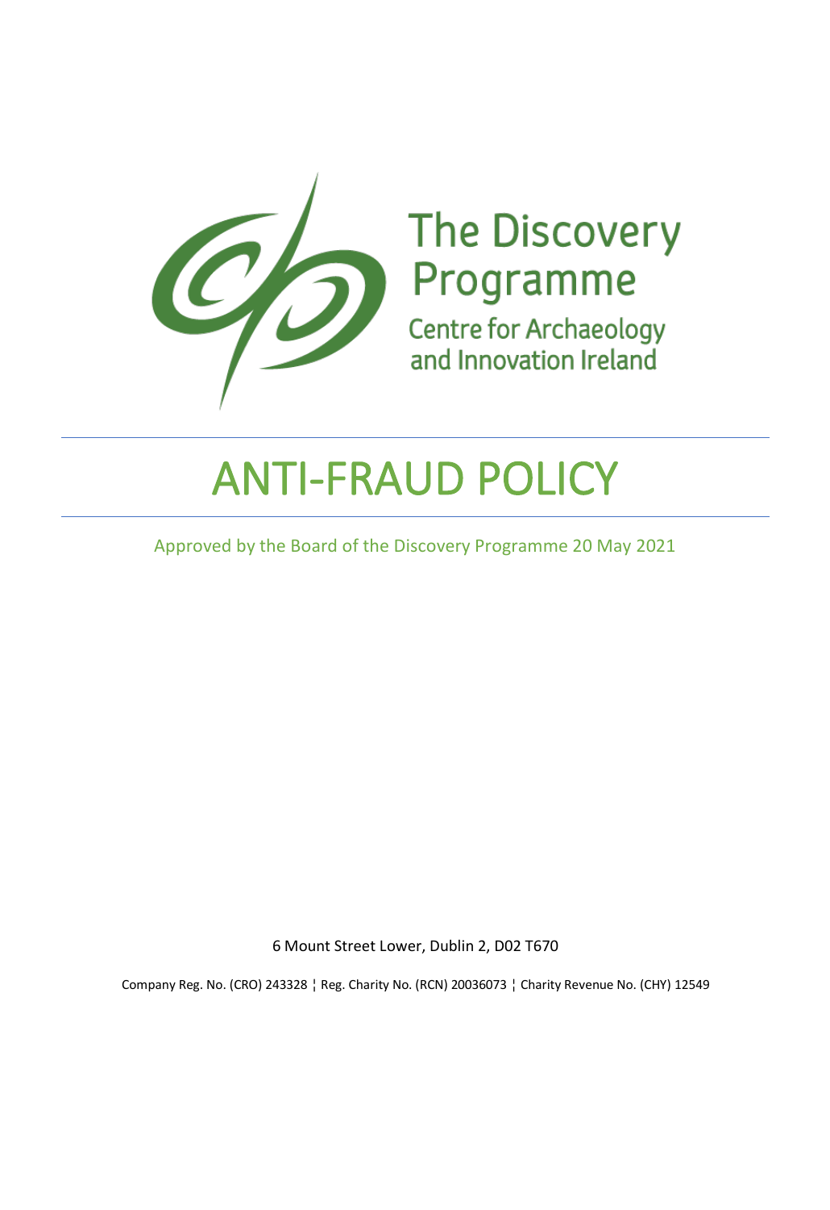The Discovery Programme

Centre for Archaeology and Innovation Ireland

# ANTI-FRAUD POLICY

Approved by the Board of the Discovery Programme 20 May 2021

6 Mount Street Lower, Dublin 2, D02 T670

Company Reg. No. (CRO) 243328 ¦ Reg. Charity No. (RCN) 20036073 ¦ Charity Revenue No. (CHY) 12549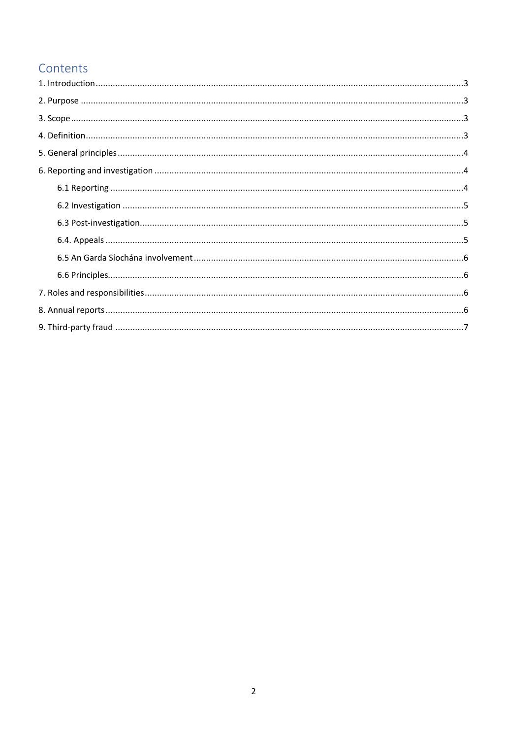# Contents

1. Introduction ....................................................................................................................................... 3
2. Purpose ............................................................................................................................................ 3
3. Scope ................................................................................................................................................ 3
4. Definition .......................................................................................................................................... 3
5. General principles ............................................................................................................................. 4
6. Reporting and investigation .............................................................................................................. 4
    - 6.1 Reporting ................................................................................................................................. 4
    - 6.2 Investigation ............................................................................................................................ 5
    - 6.3 Post-investigation ..................................................................................................................... 5
    - 6.4. Appeals ................................................................................................................................... 5
    - 6.5 An Garda Síochána involvement ............................................................................................... 6
    - 6.6 Principles ................................................................................................................................. 6
7. Roles and responsibilities .................................................................................................................. 6
8. Annual reports .................................................................................................................................. 6
9. Third-party fraud .............................................................................................................................. 7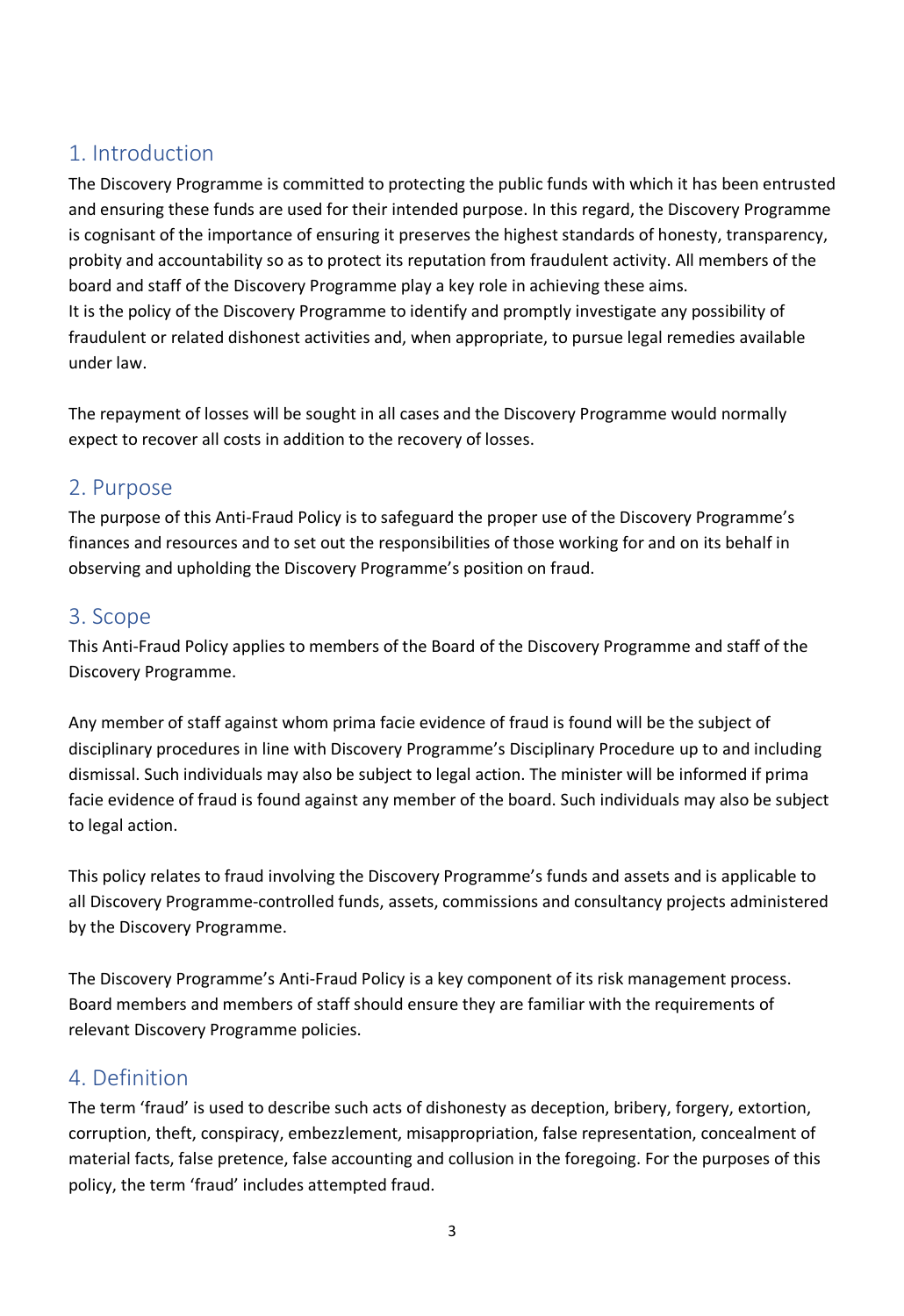## 1. Introduction

The Discovery Programme is committed to protecting the public funds with which it has been entrusted and ensuring these funds are used for their intended purpose. In this regard, the Discovery Programme is cognisant of the importance of ensuring it preserves the highest standards of honesty, transparency, probity and accountability so as to protect its reputation from fraudulent activity. All members of the board and staff of the Discovery Programme play a key role in achieving these aims.
It is the policy of the Discovery Programme to identify and promptly investigate any possibility of fraudulent or related dishonest activities and, when appropriate, to pursue legal remedies available under law.

The repayment of losses will be sought in all cases and the Discovery Programme would normally expect to recover all costs in addition to the recovery of losses.

## 2. Purpose

The purpose of this Anti-Fraud Policy is to safeguard the proper use of the Discovery Programme's finances and resources and to set out the responsibilities of those working for and on its behalf in observing and upholding the Discovery Programme's position on fraud.

## 3. Scope

This Anti-Fraud Policy applies to members of the Board of the Discovery Programme and staff of the Discovery Programme.

Any member of staff against whom prima facie evidence of fraud is found will be the subject of disciplinary procedures in line with Discovery Programme's Disciplinary Procedure up to and including dismissal. Such individuals may also be subject to legal action. The minister will be informed if prima facie evidence of fraud is found against any member of the board. Such individuals may also be subject to legal action.

This policy relates to fraud involving the Discovery Programme's funds and assets and is applicable to all Discovery Programme-controlled funds, assets, commissions and consultancy projects administered by the Discovery Programme.

The Discovery Programme's Anti-Fraud Policy is a key component of its risk management process. Board members and members of staff should ensure they are familiar with the requirements of relevant Discovery Programme policies.

## 4. Definition

The term 'fraud' is used to describe such acts of dishonesty as deception, bribery, forgery, extortion, corruption, theft, conspiracy, embezzlement, misappropriation, false representation, concealment of material facts, false pretence, false accounting and collusion in the foregoing. For the purposes of this policy, the term 'fraud' includes attempted fraud.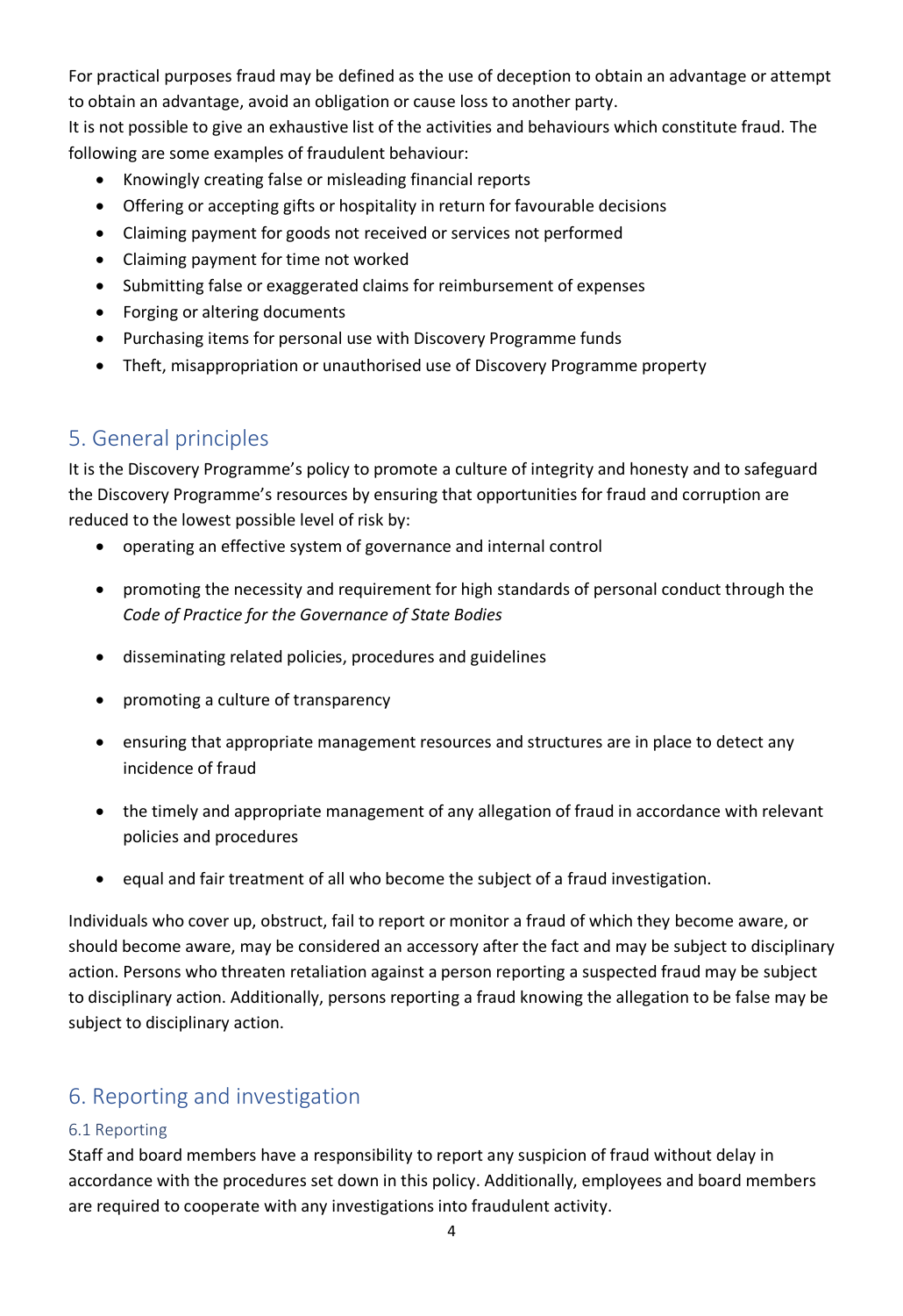For practical purposes fraud may be defined as the use of deception to obtain an advantage or attempt to obtain an advantage, avoid an obligation or cause loss to another party.
It is not possible to give an exhaustive list of the activities and behaviours which constitute fraud. The following are some examples of fraudulent behaviour:

- Knowingly creating false or misleading financial reports
- Offering or accepting gifts or hospitality in return for favourable decisions
- Claiming payment for goods not received or services not performed
- Claiming payment for time not worked
- Submitting false or exaggerated claims for reimbursement of expenses
- Forging or altering documents
- Purchasing items for personal use with Discovery Programme funds
- Theft, misappropriation or unauthorised use of Discovery Programme property

## 5. General principles

It is the Discovery Programme's policy to promote a culture of integrity and honesty and to safeguard the Discovery Programme's resources by ensuring that opportunities for fraud and corruption are reduced to the lowest possible level of risk by:

- operating an effective system of governance and internal control
- promoting the necessity and requirement for high standards of personal conduct through the *Code of Practice for the Governance of State Bodies*
- disseminating related policies, procedures and guidelines
- promoting a culture of transparency
- ensuring that appropriate management resources and structures are in place to detect any incidence of fraud
- the timely and appropriate management of any allegation of fraud in accordance with relevant policies and procedures
- equal and fair treatment of all who become the subject of a fraud investigation.

Individuals who cover up, obstruct, fail to report or monitor a fraud of which they become aware, or should become aware, may be considered an accessory after the fact and may be subject to disciplinary action. Persons who threaten retaliation against a person reporting a suspected fraud may be subject to disciplinary action. Additionally, persons reporting a fraud knowing the allegation to be false may be subject to disciplinary action.

## 6. Reporting and investigation

### 6.1 Reporting

Staff and board members have a responsibility to report any suspicion of fraud without delay in accordance with the procedures set down in this policy. Additionally, employees and board members are required to cooperate with any investigations into fraudulent activity.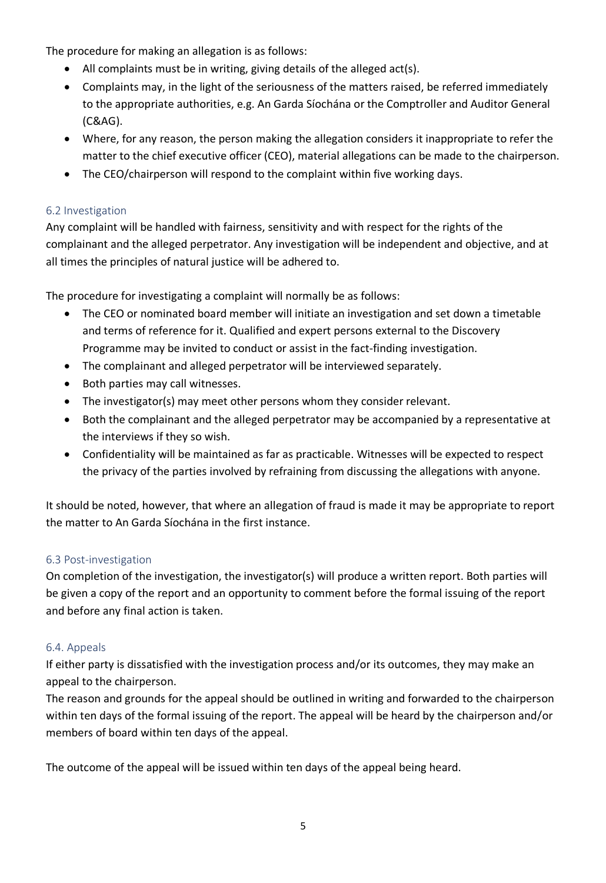The procedure for making an allegation is as follows:

- All complaints must be in writing, giving details of the alleged act(s).
- Complaints may, in the light of the seriousness of the matters raised, be referred immediately to the appropriate authorities, e.g. An Garda Síochána or the Comptroller and Auditor General (C&AG).
- Where, for any reason, the person making the allegation considers it inappropriate to refer the matter to the chief executive officer (CEO), material allegations can be made to the chairperson.
- The CEO/chairperson will respond to the complaint within five working days.

### 6.2 Investigation

Any complaint will be handled with fairness, sensitivity and with respect for the rights of the complainant and the alleged perpetrator. Any investigation will be independent and objective, and at all times the principles of natural justice will be adhered to.

The procedure for investigating a complaint will normally be as follows:

- The CEO or nominated board member will initiate an investigation and set down a timetable and terms of reference for it. Qualified and expert persons external to the Discovery Programme may be invited to conduct or assist in the fact-finding investigation.
- The complainant and alleged perpetrator will be interviewed separately.
- Both parties may call witnesses.
- The investigator(s) may meet other persons whom they consider relevant.
- Both the complainant and the alleged perpetrator may be accompanied by a representative at the interviews if they so wish.
- Confidentiality will be maintained as far as practicable. Witnesses will be expected to respect the privacy of the parties involved by refraining from discussing the allegations with anyone.

It should be noted, however, that where an allegation of fraud is made it may be appropriate to report the matter to An Garda Síochána in the first instance.

### 6.3 Post-investigation

On completion of the investigation, the investigator(s) will produce a written report. Both parties will be given a copy of the report and an opportunity to comment before the formal issuing of the report and before any final action is taken.

### 6.4. Appeals

If either party is dissatisfied with the investigation process and/or its outcomes, they may make an appeal to the chairperson.

The reason and grounds for the appeal should be outlined in writing and forwarded to the chairperson within ten days of the formal issuing of the report. The appeal will be heard by the chairperson and/or members of board within ten days of the appeal.

The outcome of the appeal will be issued within ten days of the appeal being heard.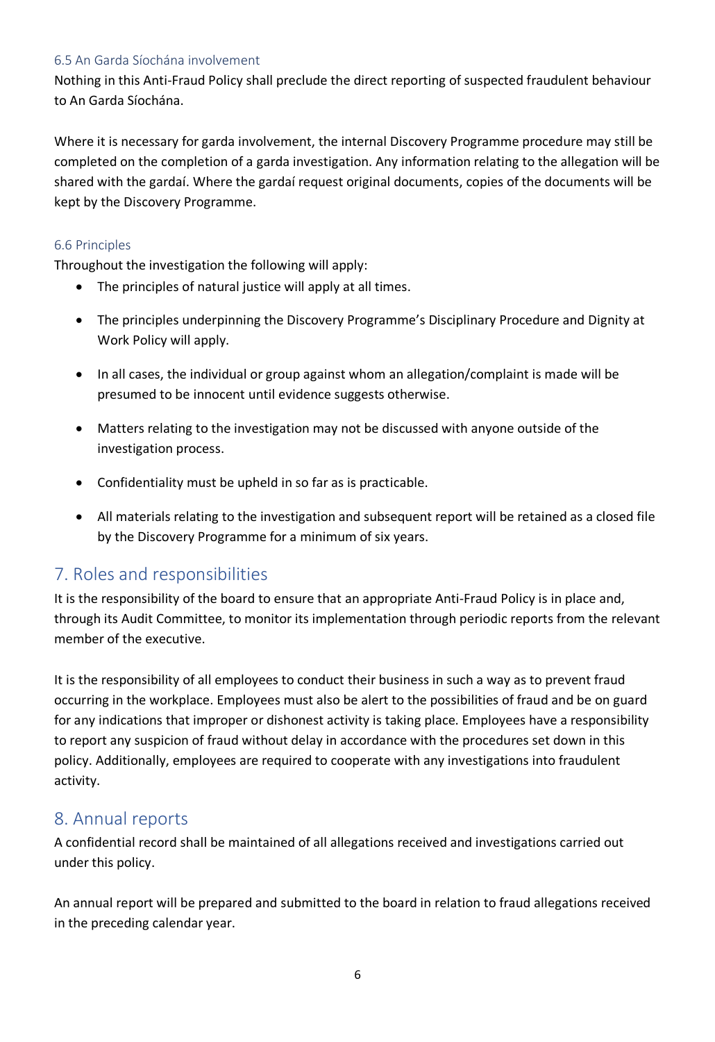### 6.5 An Garda Síochána involvement

Nothing in this Anti-Fraud Policy shall preclude the direct reporting of suspected fraudulent behaviour to An Garda Síochána.

Where it is necessary for garda involvement, the internal Discovery Programme procedure may still be completed on the completion of a garda investigation. Any information relating to the allegation will be shared with the gardaí. Where the gardaí request original documents, copies of the documents will be kept by the Discovery Programme.

### 6.6 Principles

Throughout the investigation the following will apply:

- The principles of natural justice will apply at all times.
- The principles underpinning the Discovery Programme's Disciplinary Procedure and Dignity at Work Policy will apply.
- In all cases, the individual or group against whom an allegation/complaint is made will be presumed to be innocent until evidence suggests otherwise.
- Matters relating to the investigation may not be discussed with anyone outside of the investigation process.
- Confidentiality must be upheld in so far as is practicable.
- All materials relating to the investigation and subsequent report will be retained as a closed file by the Discovery Programme for a minimum of six years.

## 7. Roles and responsibilities

It is the responsibility of the board to ensure that an appropriate Anti-Fraud Policy is in place and, through its Audit Committee, to monitor its implementation through periodic reports from the relevant member of the executive.

It is the responsibility of all employees to conduct their business in such a way as to prevent fraud occurring in the workplace. Employees must also be alert to the possibilities of fraud and be on guard for any indications that improper or dishonest activity is taking place. Employees have a responsibility to report any suspicion of fraud without delay in accordance with the procedures set down in this policy. Additionally, employees are required to cooperate with any investigations into fraudulent activity.

## 8. Annual reports

A confidential record shall be maintained of all allegations received and investigations carried out under this policy.

An annual report will be prepared and submitted to the board in relation to fraud allegations received in the preceding calendar year.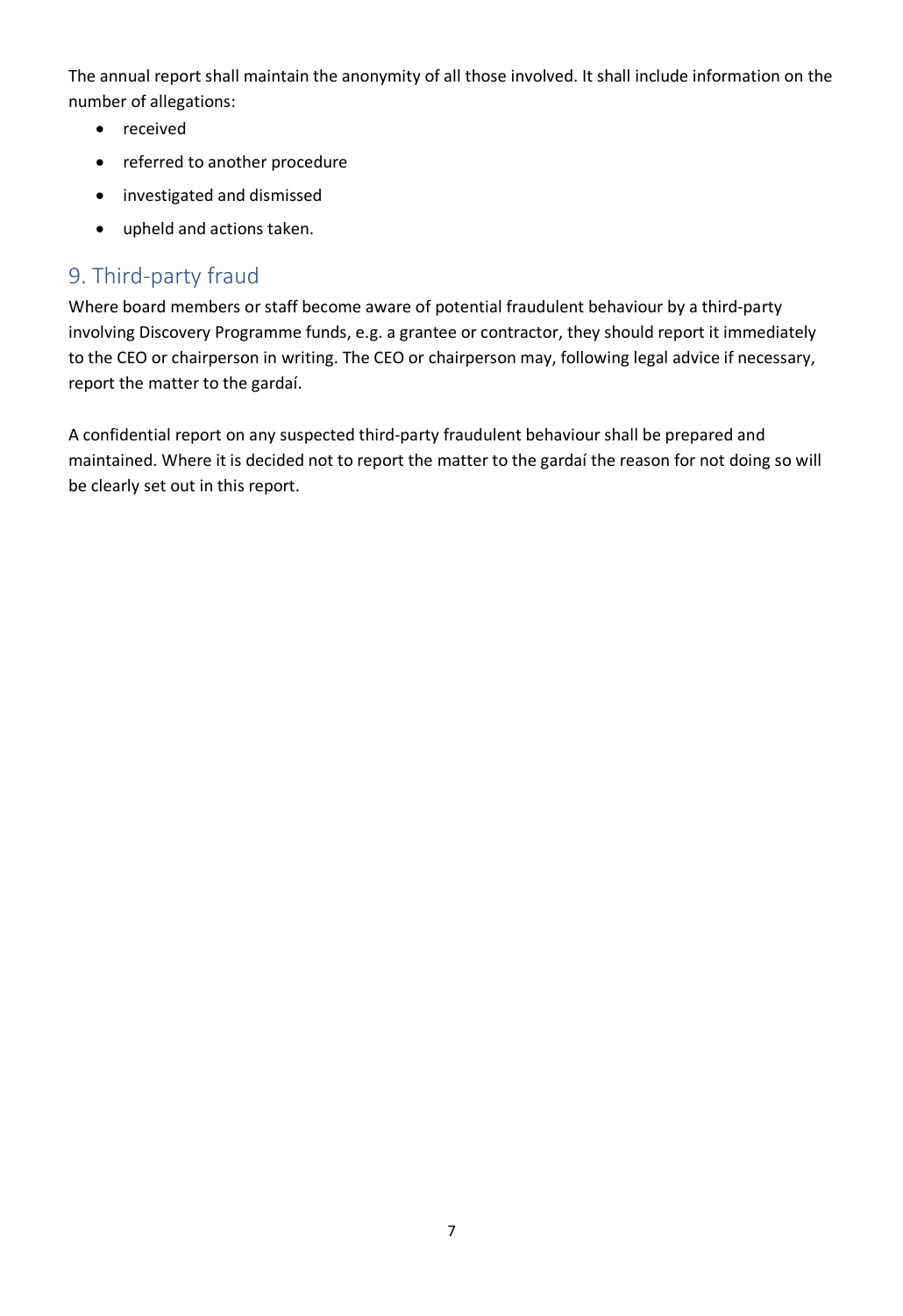The annual report shall maintain the anonymity of all those involved. It shall include information on the number of allegations:

- received
- referred to another procedure
- investigated and dismissed
- upheld and actions taken.

## 9. Third-party fraud

Where board members or staff become aware of potential fraudulent behaviour by a third-party involving Discovery Programme funds, e.g. a grantee or contractor, they should report it immediately to the CEO or chairperson in writing. The CEO or chairperson may, following legal advice if necessary, report the matter to the gardaí.

A confidential report on any suspected third-party fraudulent behaviour shall be prepared and maintained. Where it is decided not to report the matter to the gardaí the reason for not doing so will be clearly set out in this report.